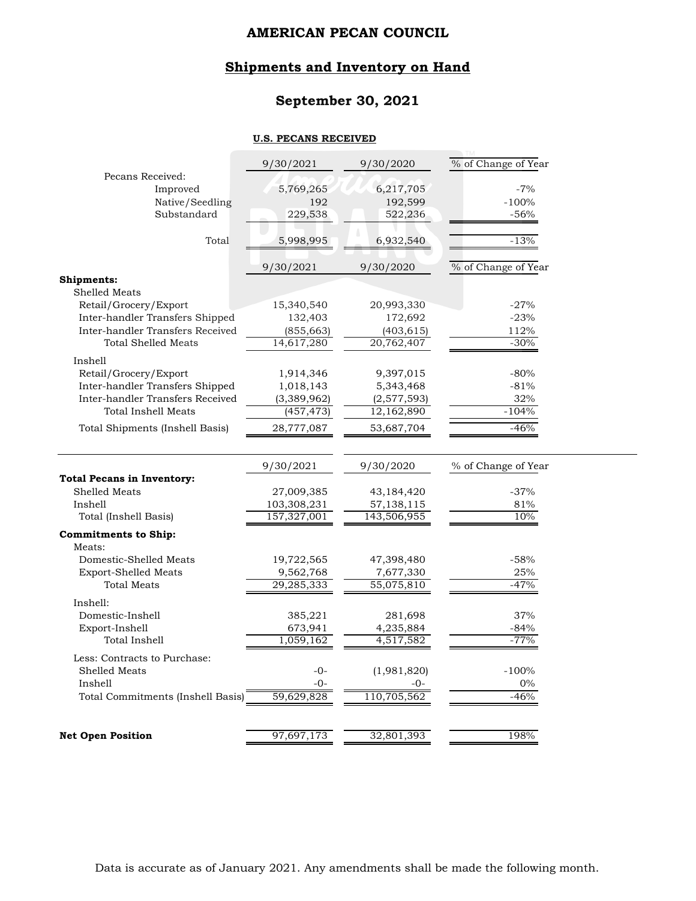# AMERICAN PECAN COUNCIL

## Shipments and Inventory on Hand

## September 30, 2021

**U.S. PECANS RECEIVED**

| | 9/30/2021 | 9/30/2020 | % of Change of Year |
|---|---|---|---|
| Pecans Received: | | | |
| Improved | 5,769,265 | 6,217,705 | -7% |
| Native/Seedling | 192 | 192,599 | -100% |
| Substandard | 229,538 | 522,236 | -56% |
| Total | 5,998,995 | 6,932,540 | -13% |

| | 9/30/2021 | 9/30/2020 | % of Change of Year |
|---|---|---|---|
| **Shipments:** | | | |
| Shelled Meats | | | |
| Retail/Grocery/Export | 15,340,540 | 20,993,330 | -27% |
| Inter-handler Transfers Shipped | 132,403 | 172,692 | -23% |
| Inter-handler Transfers Received | (855,663) | (403,615) | 112% |
| Total Shelled Meats | 14,617,280 | 20,762,407 | -30% |
| Inshell | | | |
| Retail/Grocery/Export | 1,914,346 | 9,397,015 | -80% |
| Inter-handler Transfers Shipped | 1,018,143 | 5,343,468 | -81% |
| Inter-handler Transfers Received | (3,389,962) | (2,577,593) | 32% |
| Total Inshell Meats | (457,473) | 12,162,890 | -104% |
| Total Shipments (Inshell Basis) | 28,777,087 | 53,687,704 | -46% |

| | 9/30/2021 | 9/30/2020 | % of Change of Year |
|---|---|---|---|
| **Total Pecans in Inventory:** | | | |
| Shelled Meats | 27,009,385 | 43,184,420 | -37% |
| Inshell | 103,308,231 | 57,138,115 | 81% |
| Total (Inshell Basis) | 157,327,001 | 143,506,955 | 10% |
| **Commitments to Ship:** | | | |
| Meats: | | | |
| Domestic-Shelled Meats | 19,722,565 | 47,398,480 | -58% |
| Export-Shelled Meats | 9,562,768 | 7,677,330 | 25% |
| Total Meats | 29,285,333 | 55,075,810 | -47% |
| Inshell: | | | |
| Domestic-Inshell | 385,221 | 281,698 | 37% |
| Export-Inshell | 673,941 | 4,235,884 | -84% |
| Total Inshell | 1,059,162 | 4,517,582 | -77% |
| Less: Contracts to Purchase: | | | |
| Shelled Meats | -0- | (1,981,820) | -100% |
| Inshell | -0- | -0- | 0% |
| Total Commitments (Inshell Basis) | 59,629,828 | 110,705,562 | -46% |
| **Net Open Position** | 97,697,173 | 32,801,393 | 198% |

Data is accurate as of January 2021. Any amendments shall be made the following month.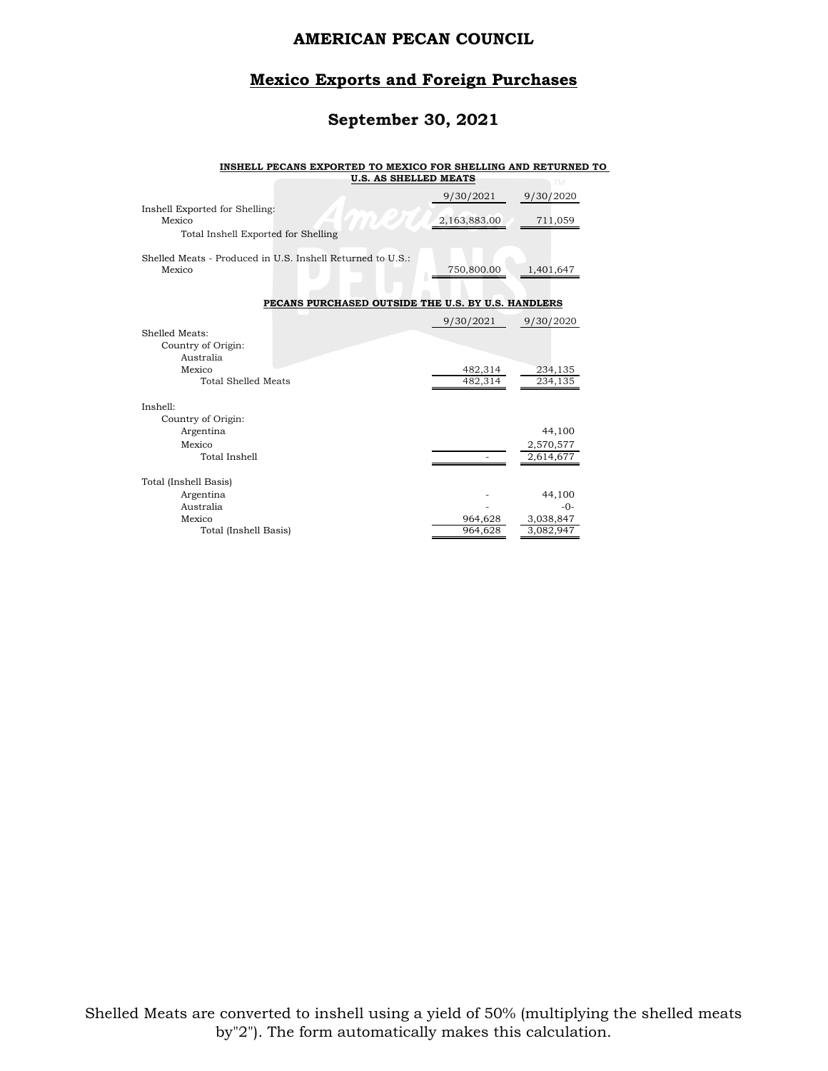# AMERICAN PECAN COUNCIL

## Mexico Exports and Foreign Purchases

## September 30, 2021

**INSHELL PECANS EXPORTED TO MEXICO FOR SHELLING AND RETURNED TO U.S. AS SHELLED MEATS**

| | 9/30/2021 | 9/30/2020 |
|---|---|---|
| Inshell Exported for Shelling: | | |
| Mexico | 2,163,883.00 | 711,059 |
| Total Inshell Exported for Shelling | | |
| | | |
| Shelled Meats - Produced in U.S. Inshell Returned to U.S.: | | |
| Mexico | 750,800.00 | 1,401,647 |

**PECANS PURCHASED OUTSIDE THE U.S. BY U.S. HANDLERS**

| | 9/30/2021 | 9/30/2020 |
|---|---|---|
| Shelled Meats: | | |
| Country of Origin: | | |
| Australia | | |
| Mexico | 482,314 | 234,135 |
| Total Shelled Meats | 482,314 | 234,135 |
| | | |
| Inshell: | | |
| Country of Origin: | | |
| Argentina | | 44,100 |
| Mexico | | 2,570,577 |
| Total Inshell | - | 2,614,677 |
| | | |
| Total (Inshell Basis) | | |
| Argentina | - | 44,100 |
| Australia | - | -0- |
| Mexico | 964,628 | 3,038,847 |
| Total (Inshell Basis) | 964,628 | 3,082,947 |

Shelled Meats are converted to inshell using a yield of 50% (multiplying the shelled meats by"2"). The form automatically makes this calculation.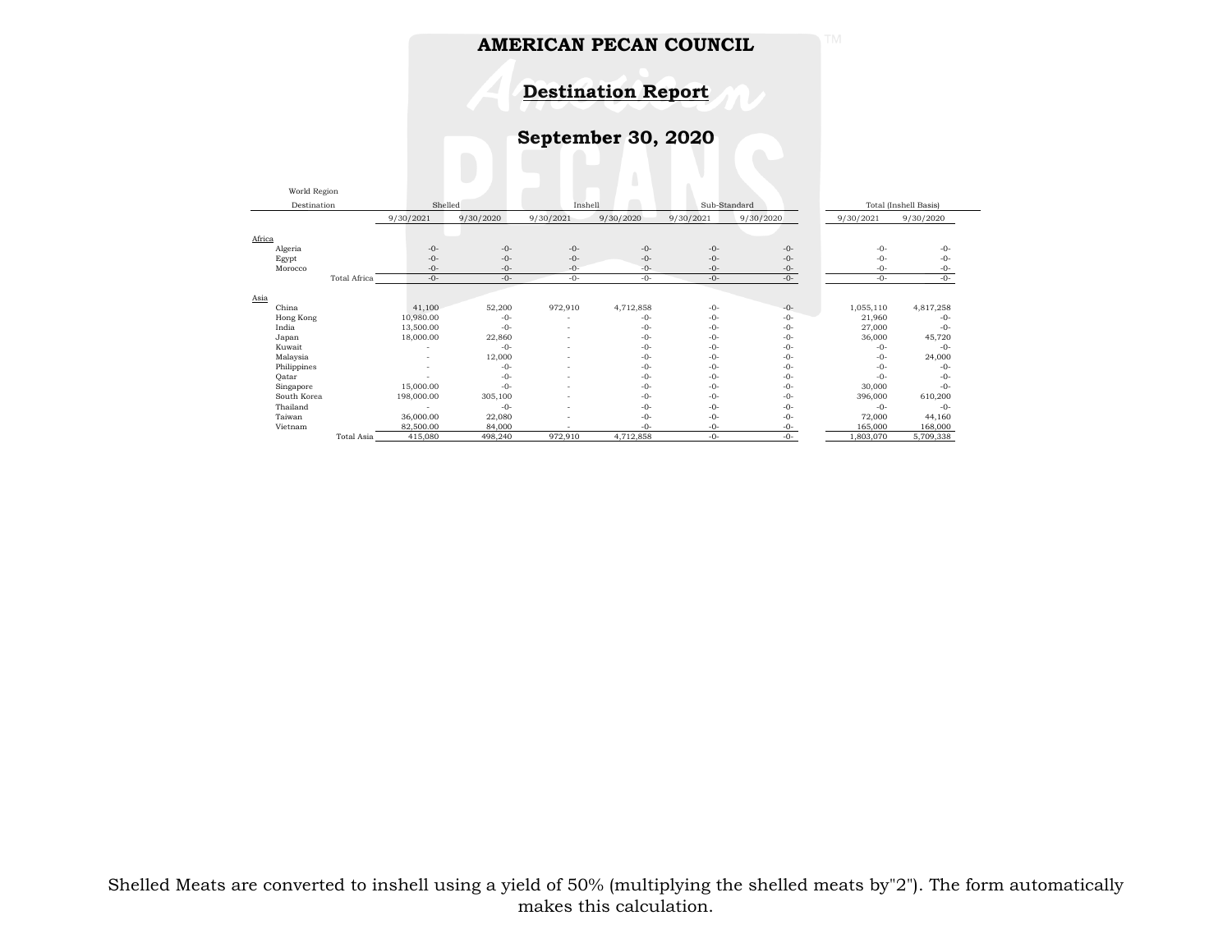# AMERICAN PECAN COUNCIL

## Destination Report

## September 30, 2020

| World Region Destination | Shelled | | Inshell | | Sub-Standard | | Total (Inshell Basis) | |
|---|---|---|---|---|---|---|---|---|
| | 9/30/2021 | 9/30/2020 | 9/30/2021 | 9/30/2020 | 9/30/2021 | 9/30/2020 | 9/30/2021 | 9/30/2020 |
| Africa | | | | | | | | |
| Algeria | -0- | -0- | -0- | -0- | -0- | -0- | -0- | -0- |
| Egypt | -0- | -0- | -0- | -0- | -0- | -0- | -0- | -0- |
| Morocco | -0- | -0- | -0- | -0- | -0- | -0- | -0- | -0- |
| Total Africa | -0- | -0- | -0- | -0- | -0- | -0- | -0- | -0- |
| Asia | | | | | | | | |
| China | 41,100 | 52,200 | 972,910 | 4,712,858 | -0- | -0- | 1,055,110 | 4,817,258 |
| Hong Kong | 10,980.00 | -0- | - | -0- | -0- | -0- | 21,960 | -0- |
| India | 13,500.00 | -0- | - | -0- | -0- | -0- | 27,000 | -0- |
| Japan | 18,000.00 | 22,860 | - | -0- | -0- | -0- | 36,000 | 45,720 |
| Kuwait | - | -0- | - | -0- | -0- | -0- | -0- | -0- |
| Malaysia | - | 12,000 | - | -0- | -0- | -0- | -0- | 24,000 |
| Philippines | - | -0- | - | -0- | -0- | -0- | -0- | -0- |
| Qatar | - | -0- | - | -0- | -0- | -0- | -0- | -0- |
| Singapore | 15,000.00 | -0- | - | -0- | -0- | -0- | 30,000 | -0- |
| South Korea | 198,000.00 | 305,100 | - | -0- | -0- | -0- | 396,000 | 610,200 |
| Thailand | - | -0- | - | -0- | -0- | -0- | -0- | -0- |
| Taiwan | 36,000.00 | 22,080 | - | -0- | -0- | -0- | 72,000 | 44,160 |
| Vietnam | 82,500.00 | 84,000 | - | -0- | -0- | -0- | 165,000 | 168,000 |
| Total Asia | 415,080 | 498,240 | 972,910 | 4,712,858 | -0- | -0- | 1,803,070 | 5,709,338 |

Shelled Meats are converted to inshell using a yield of 50% (multiplying the shelled meats by"2"). The form automatically makes this calculation.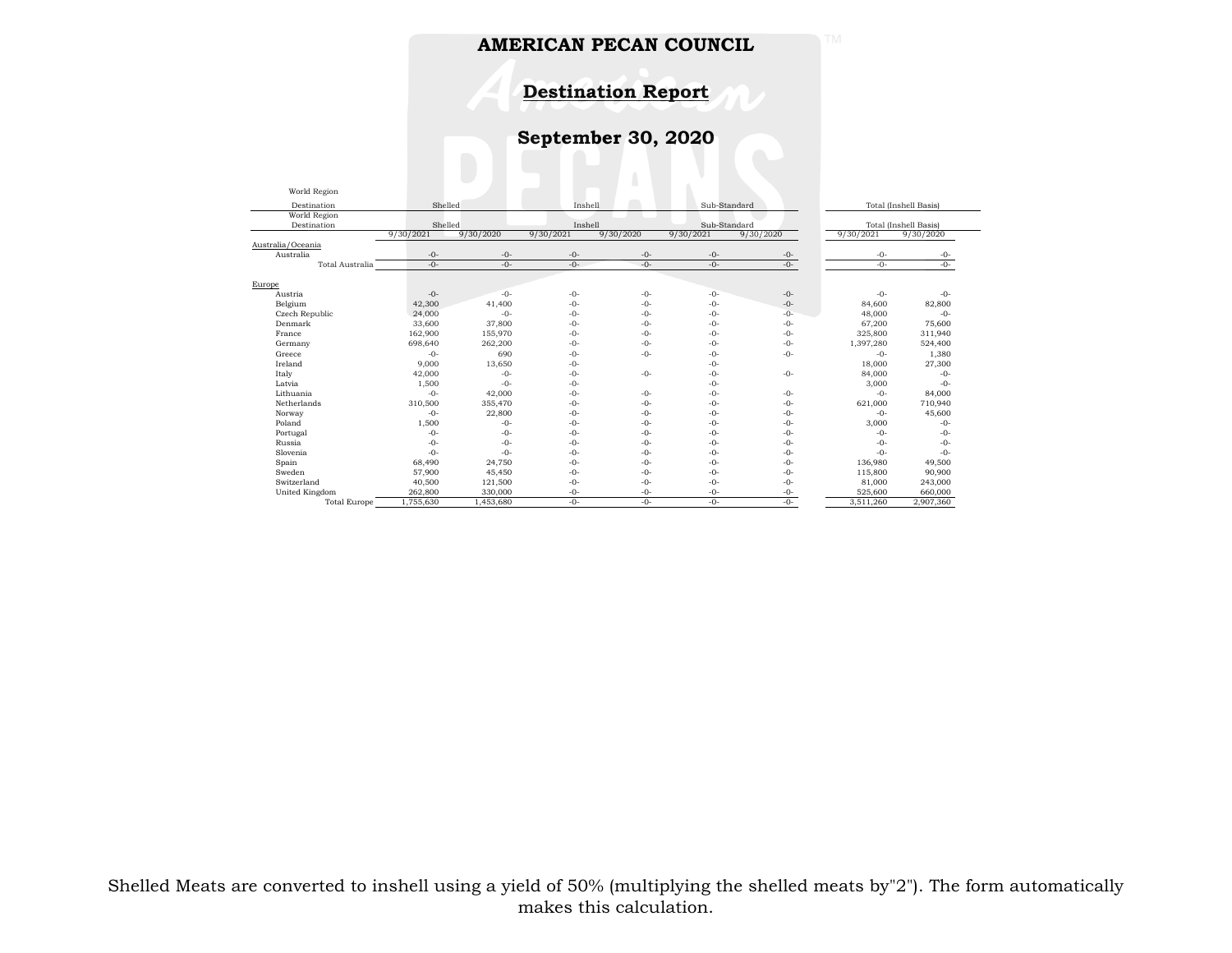# AMERICAN PECAN COUNCIL

## Destination Report

## September 30, 2020

| World Region Destination | Shelled | | Inshell | | Sub-Standard | | Total (Inshell Basis) | |
|---|---|---|---|---|---|---|---|---|
| | 9/30/2021 | 9/30/2020 | 9/30/2021 | 9/30/2020 | 9/30/2021 | 9/30/2020 | 9/30/2021 | 9/30/2020 |
| **Australia/Oceania** | | | | | | | | |
| Australia | -0- | -0- | -0- | -0- | -0- | -0- | -0- | -0- |
| Total Australia | -0- | -0- | -0- | -0- | -0- | -0- | -0- | -0- |
| **Europe** | | | | | | | | |
| Austria | -0- | -0- | -0- | -0- | -0- | -0- | -0- | -0- |
| Belgium | 42,300 | 41,400 | -0- | -0- | -0- | -0- | 84,600 | 82,800 |
| Czech Republic | 24,000 | -0- | -0- | -0- | -0- | -0- | 48,000 | -0- |
| Denmark | 33,600 | 37,800 | -0- | -0- | -0- | -0- | 67,200 | 75,600 |
| France | 162,900 | 155,970 | -0- | -0- | -0- | -0- | 325,800 | 311,940 |
| Germany | 698,640 | 262,200 | -0- | -0- | -0- | -0- | 1,397,280 | 524,400 |
| Greece | -0- | 690 | -0- | -0- | -0- | -0- | -0- | 1,380 |
| Ireland | 9,000 | 13,650 | -0- | | -0- | | 18,000 | 27,300 |
| Italy | 42,000 | -0- | -0- | -0- | -0- | -0- | 84,000 | -0- |
| Latvia | 1,500 | -0- | -0- | | -0- | | 3,000 | -0- |
| Lithuania | -0- | 42,000 | -0- | -0- | -0- | -0- | -0- | 84,000 |
| Netherlands | 310,500 | 355,470 | -0- | -0- | -0- | -0- | 621,000 | 710,940 |
| Norway | -0- | 22,800 | -0- | -0- | -0- | -0- | -0- | 45,600 |
| Poland | 1,500 | -0- | -0- | -0- | -0- | -0- | 3,000 | -0- |
| Portugal | -0- | -0- | -0- | -0- | -0- | -0- | -0- | -0- |
| Russia | -0- | -0- | -0- | -0- | -0- | -0- | -0- | -0- |
| Slovenia | -0- | -0- | -0- | -0- | -0- | -0- | -0- | -0- |
| Spain | 68,490 | 24,750 | -0- | -0- | -0- | -0- | 136,980 | 49,500 |
| Sweden | 57,900 | 45,450 | -0- | -0- | -0- | -0- | 115,800 | 90,900 |
| Switzerland | 40,500 | 121,500 | -0- | -0- | -0- | -0- | 81,000 | 243,000 |
| United Kingdom | 262,800 | 330,000 | -0- | -0- | -0- | -0- | 525,600 | 660,000 |
| Total Europe | 1,755,630 | 1,453,680 | -0- | -0- | -0- | -0- | 3,511,260 | 2,907,360 |

Shelled Meats are converted to inshell using a yield of 50% (multiplying the shelled meats by"2"). The form automatically makes this calculation.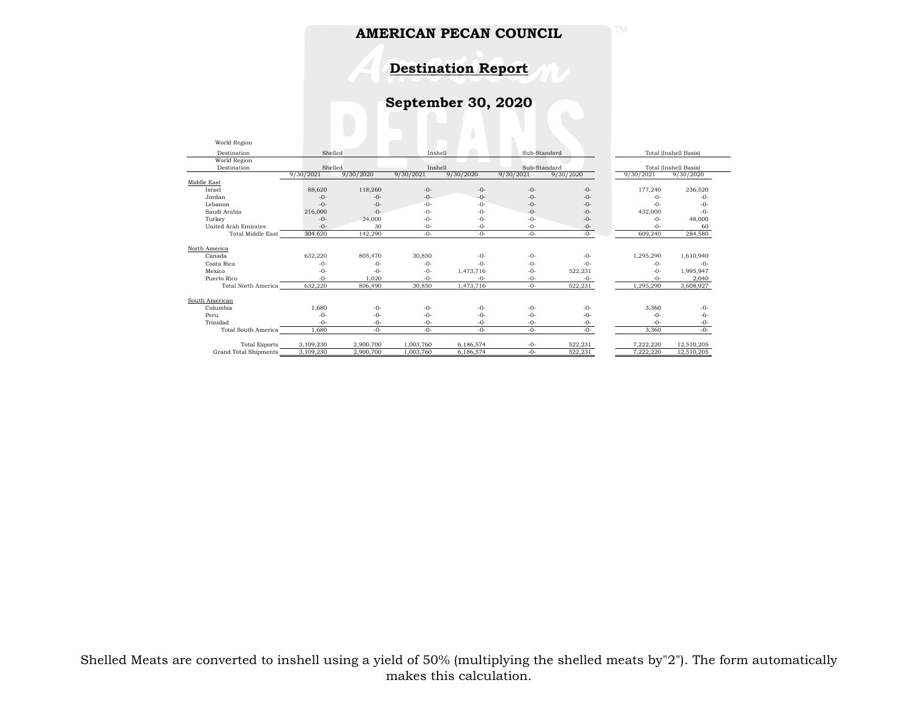# AMERICAN PECAN COUNCIL

## Destination Report

## September 30, 2020

| World Region Destination | Shelled | | Inshell | | Sub-Standard | | Total (Inshell Basis) | |
|---|---|---|---|---|---|---|---|---|
| | 9/30/2021 | 9/30/2020 | 9/30/2021 | 9/30/2020 | 9/30/2021 | 9/30/2020 | 9/30/2021 | 9/30/2020 |
| **Middle East** | | | | | | | | |
| Israel | 88,620 | 118,260 | -0- | -0- | -0- | -0- | 177,240 | 236,520 |
| Jordan | -0- | -0- | -0- | -0- | -0- | -0- | -0- | -0- |
| Lebanon | -0- | -0- | -0- | -0- | -0- | -0- | -0- | -0- |
| Saudi Arabia | 216,000 | -0- | -0- | -0- | -0- | -0- | 432,000 | -0- |
| Turkey | -0- | 24,000 | -0- | -0- | -0- | -0- | -0- | 48,000 |
| United Arab Emirates | -0- | 30 | -0- | -0- | -0- | -0- | -0- | 60 |
| Total Middle East | 304,620 | 142,290 | -0- | -0- | -0- | -0- | 609,240 | 284,580 |
| **North America** | | | | | | | | |
| Canada | 632,220 | 805,470 | 30,850 | -0- | -0- | -0- | 1,295,290 | 1,610,940 |
| Costa Rica | -0- | -0- | -0- | -0- | -0- | -0- | -0- | -0- |
| Mexico | -0- | -0- | -0- | 1,473,716 | -0- | 522,231 | -0- | 1,995,947 |
| Puerto Rico | -0- | 1,020 | -0- | -0- | -0- | -0- | -0- | 2,040 |
| Total North America | 632,220 | 806,490 | 30,850 | 1,473,716 | -0- | 522,231 | 1,295,290 | 3,608,927 |
| **South American** | | | | | | | | |
| Columbia | 1,680 | -0- | -0- | -0- | -0- | -0- | 3,360 | -0- |
| Peru | -0- | -0- | -0- | -0- | -0- | -0- | -0- | -0- |
| Trinidad | -0- | -0- | -0- | -0- | -0- | -0- | -0- | -0- |
| Total South America | 1,680 | -0- | -0- | -0- | -0- | -0- | 3,360 | -0- |
| Total Exports | 3,109,230 | 2,900,700 | 1,003,760 | 6,186,574 | -0- | 522,231 | 7,222,220 | 12,510,205 |
| Grand Total Shipments | 3,109,230 | 2,900,700 | 1,003,760 | 6,186,574 | -0- | 522,231 | 7,222,220 | 12,510,205 |

Shelled Meats are converted to inshell using a yield of 50% (multiplying the shelled meats by"2"). The form automatically makes this calculation.